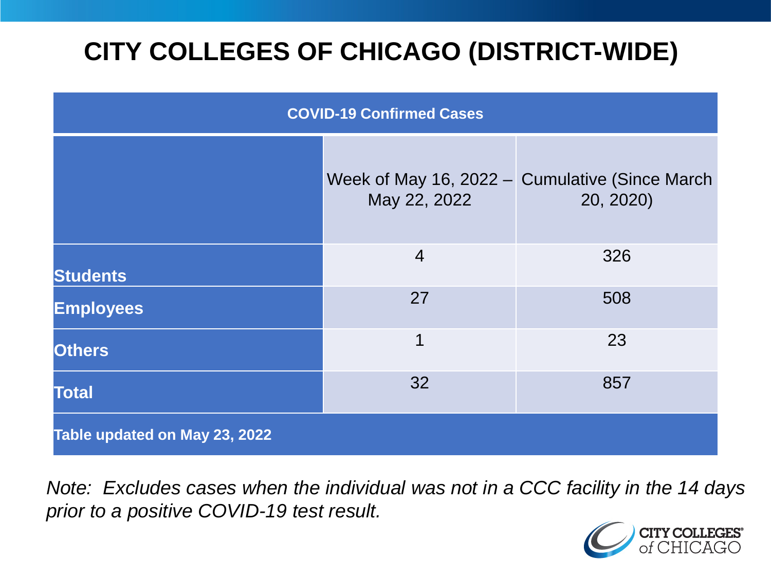# CITY COLLEGES OF CHICAGO (DISTRICT-WIDE)

| COVID-19 Confirmed Cases | | |
|---|---|---|
| | Week of May 16, 2022 – May 22, 2022 | Cumulative (Since March 20, 2020) |
| **Students** | 4 | 326 |
| **Employees** | 27 | 508 |
| **Others** | 1 | 23 |
| **Total** | 32 | 857 |
| **Table updated on May 23, 2022** | | |

*Note: Excludes cases when the individual was not in a CCC facility in the 14 days prior to a positive COVID-19 test result.*

CITY COLLEGES of CHICAGO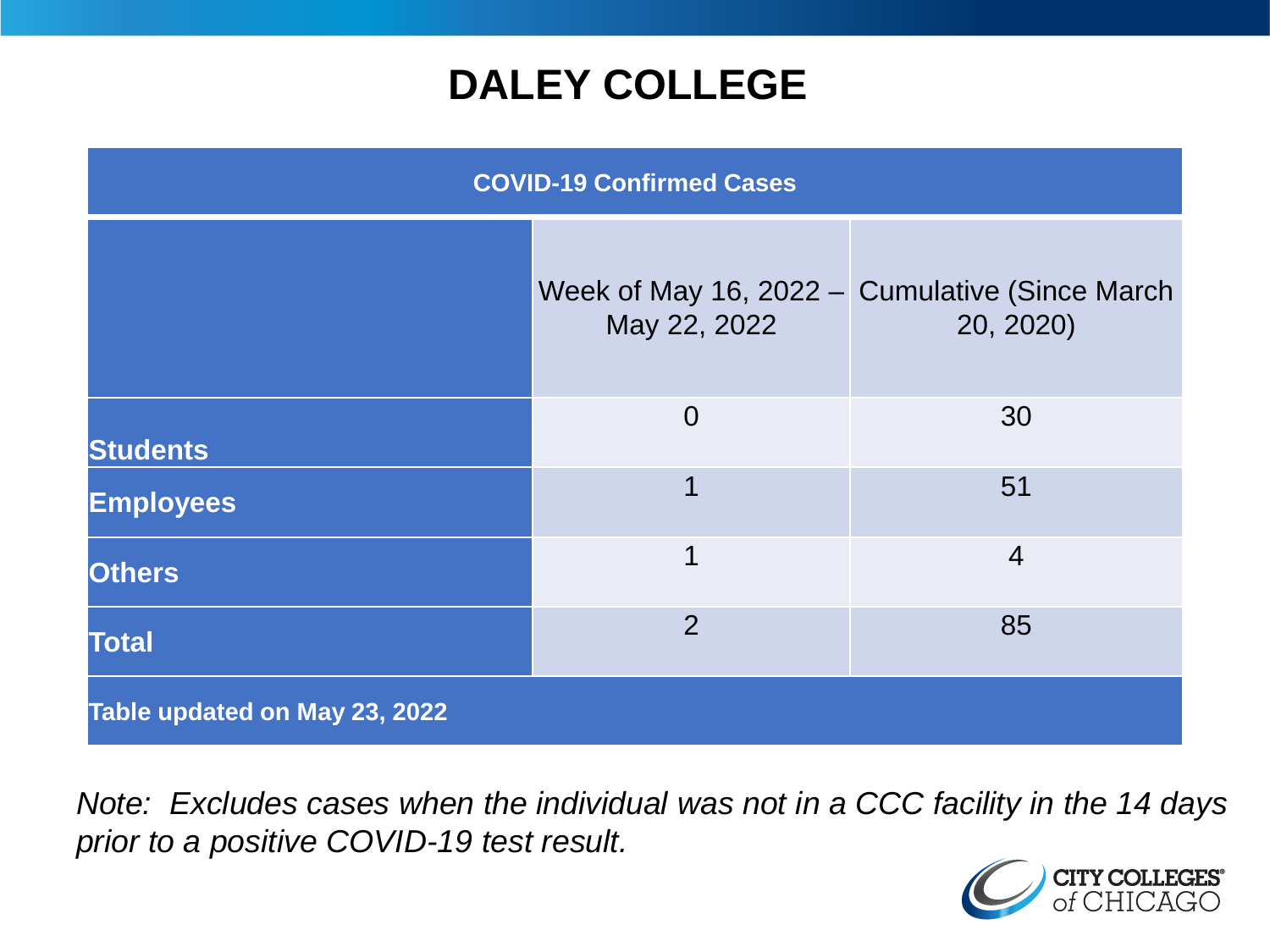# DALEY COLLEGE

| COVID-19 Confirmed Cases | | |
|---|---|---|
| | Week of May 16, 2022 – May 22, 2022 | Cumulative (Since March 20, 2020) |
| **Students** | 0 | 30 |
| **Employees** | 1 | 51 |
| **Others** | 1 | 4 |
| **Total** | 2 | 85 |

**Table updated on May 23, 2022**

*Note: Excludes cases when the individual was not in a CCC facility in the 14 days prior to a positive COVID-19 test result.*

CITY COLLEGES of CHICAGO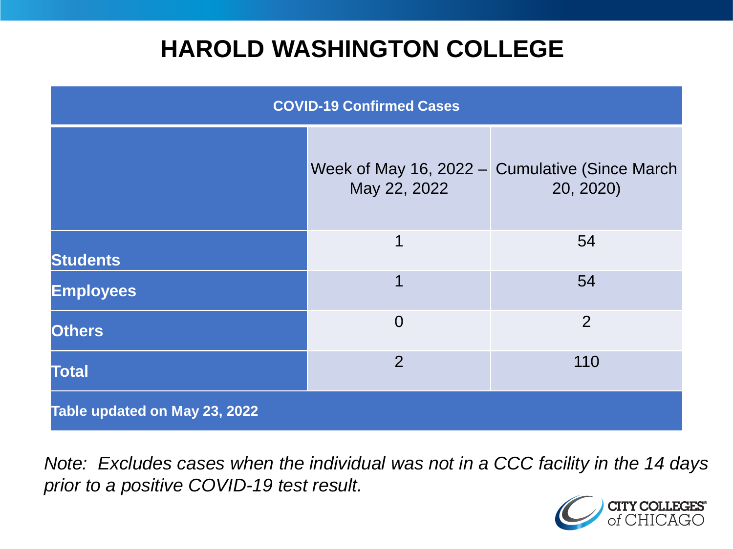# HAROLD WASHINGTON COLLEGE

| COVID-19 Confirmed Cases | | |
|---|---|---|
| | Week of May 16, 2022 – May 22, 2022 | Cumulative (Since March 20, 2020) |
| **Students** | 1 | 54 |
| **Employees** | 1 | 54 |
| **Others** | 0 | 2 |
| **Total** | 2 | 110 |
| **Table updated on May 23, 2022** | | |

*Note: Excludes cases when the individual was not in a CCC facility in the 14 days prior to a positive COVID-19 test result.*

CITY COLLEGES of CHICAGO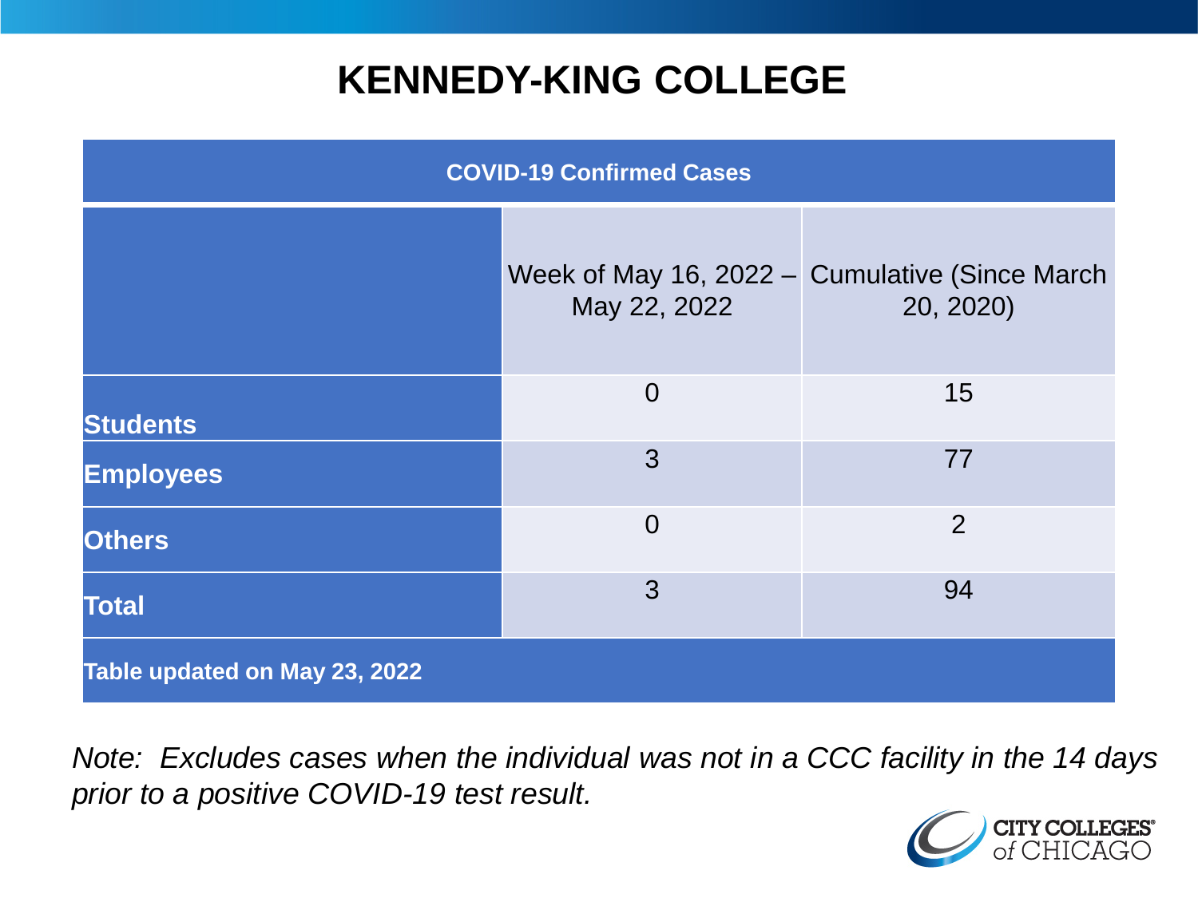# KENNEDY-KING COLLEGE

| COVID-19 Confirmed Cases | | |
|---|---|---|
| | Week of May 16, 2022 – May 22, 2022 | Cumulative (Since March 20, 2020) |
| **Students** | 0 | 15 |
| **Employees** | 3 | 77 |
| **Others** | 0 | 2 |
| **Total** | 3 | 94 |
| **Table updated on May 23, 2022** | | |

*Note: Excludes cases when the individual was not in a CCC facility in the 14 days prior to a positive COVID-19 test result.*

CITY COLLEGES of CHICAGO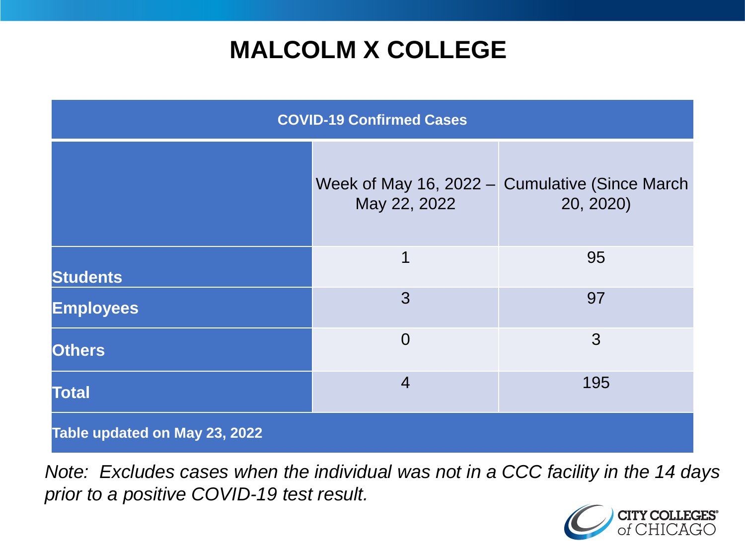# MALCOLM X COLLEGE

| COVID-19 Confirmed Cases | | |
|---|---|---|
| | Week of May 16, 2022 – May 22, 2022 | Cumulative (Since March 20, 2020) |
| **Students** | 1 | 95 |
| **Employees** | 3 | 97 |
| **Others** | 0 | 3 |
| **Total** | 4 | 195 |
| **Table updated on May 23, 2022** | | |

*Note: Excludes cases when the individual was not in a CCC facility in the 14 days prior to a positive COVID-19 test result.*

CITY COLLEGES of CHICAGO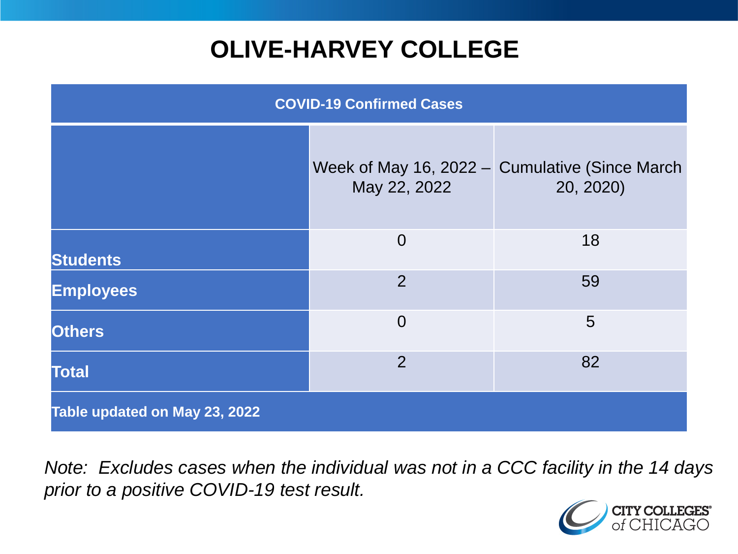# OLIVE-HARVEY COLLEGE

| COVID-19 Confirmed Cases | | |
|---|---|---|
| | Week of May 16, 2022 – May 22, 2022 | Cumulative (Since March 20, 2020) |
| **Students** | 0 | 18 |
| **Employees** | 2 | 59 |
| **Others** | 0 | 5 |
| **Total** | 2 | 82 |
| **Table updated on May 23, 2022** | | |

*Note: Excludes cases when the individual was not in a CCC facility in the 14 days prior to a positive COVID-19 test result.*

CITY COLLEGES of CHICAGO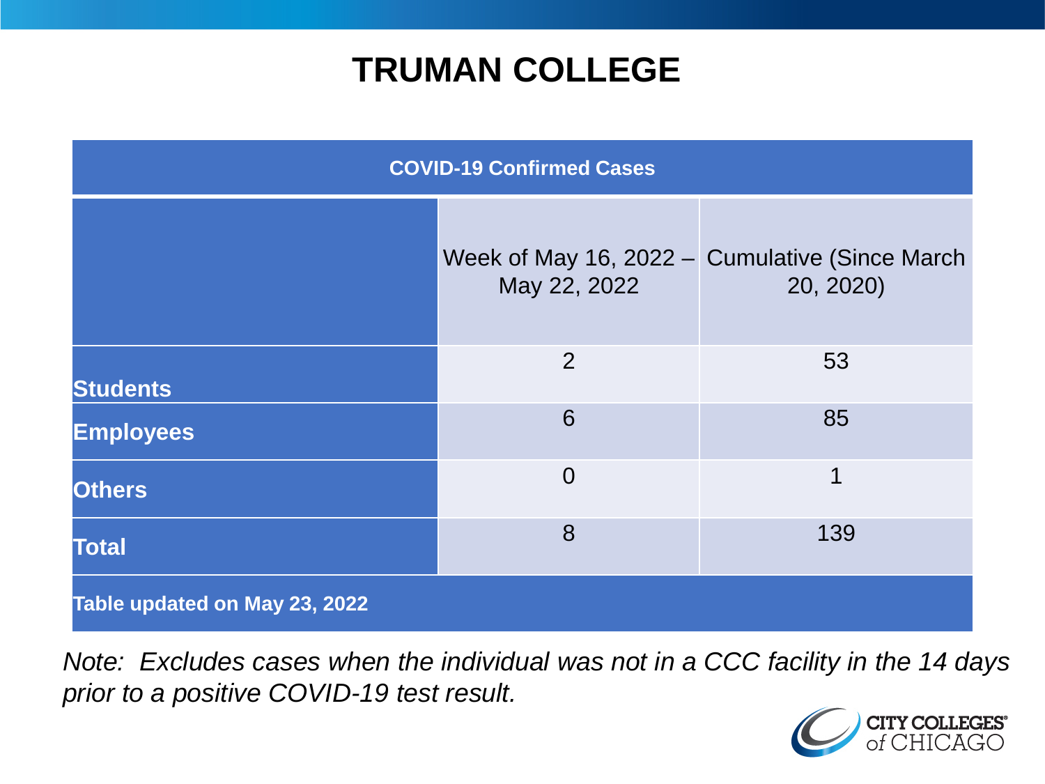# TRUMAN COLLEGE

| COVID-19 Confirmed Cases | | |
|---|---|---|
| | Week of May 16, 2022 – May 22, 2022 | Cumulative (Since March 20, 2020) |
| **Students** | 2 | 53 |
| **Employees** | 6 | 85 |
| **Others** | 0 | 1 |
| **Total** | 8 | 139 |
| **Table updated on May 23, 2022** | | |

*Note: Excludes cases when the individual was not in a CCC facility in the 14 days prior to a positive COVID-19 test result.*

CITY COLLEGES of CHICAGO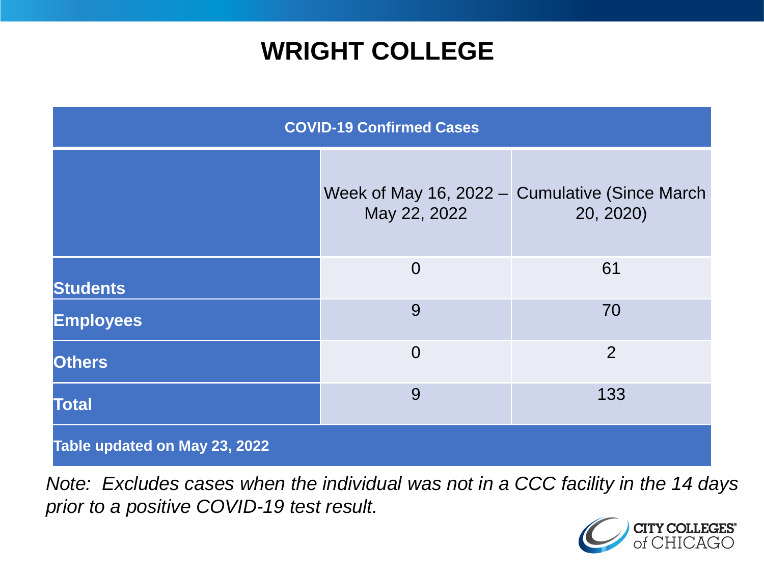# WRIGHT COLLEGE

| COVID-19 Confirmed Cases | | |
|---|---|---|
| | Week of May 16, 2022 – May 22, 2022 | Cumulative (Since March 20, 2020) |
| **Students** | 0 | 61 |
| **Employees** | 9 | 70 |
| **Others** | 0 | 2 |
| **Total** | 9 | 133 |
| **Table updated on May 23, 2022** | | |

*Note: Excludes cases when the individual was not in a CCC facility in the 14 days prior to a positive COVID-19 test result.*

CITY COLLEGES of CHICAGO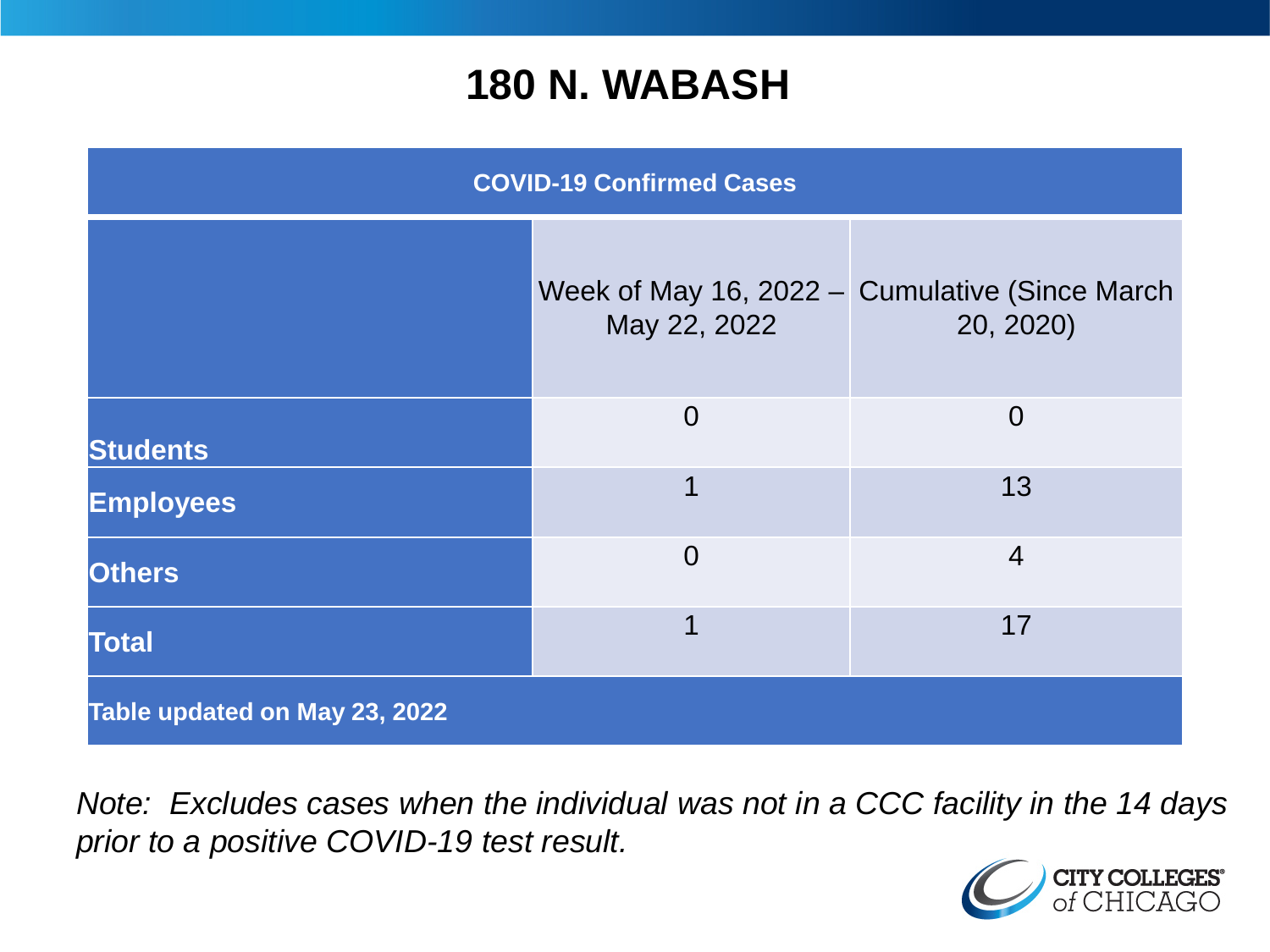# 180 N. WABASH

| COVID-19 Confirmed Cases | | |
|---|---|---|
| | Week of May 16, 2022 – May 22, 2022 | Cumulative (Since March 20, 2020) |
| **Students** | 0 | 0 |
| **Employees** | 1 | 13 |
| **Others** | 0 | 4 |
| **Total** | 1 | 17 |
| **Table updated on May 23, 2022** | | |

*Note: Excludes cases when the individual was not in a CCC facility in the 14 days prior to a positive COVID-19 test result.*

CITY COLLEGES of CHICAGO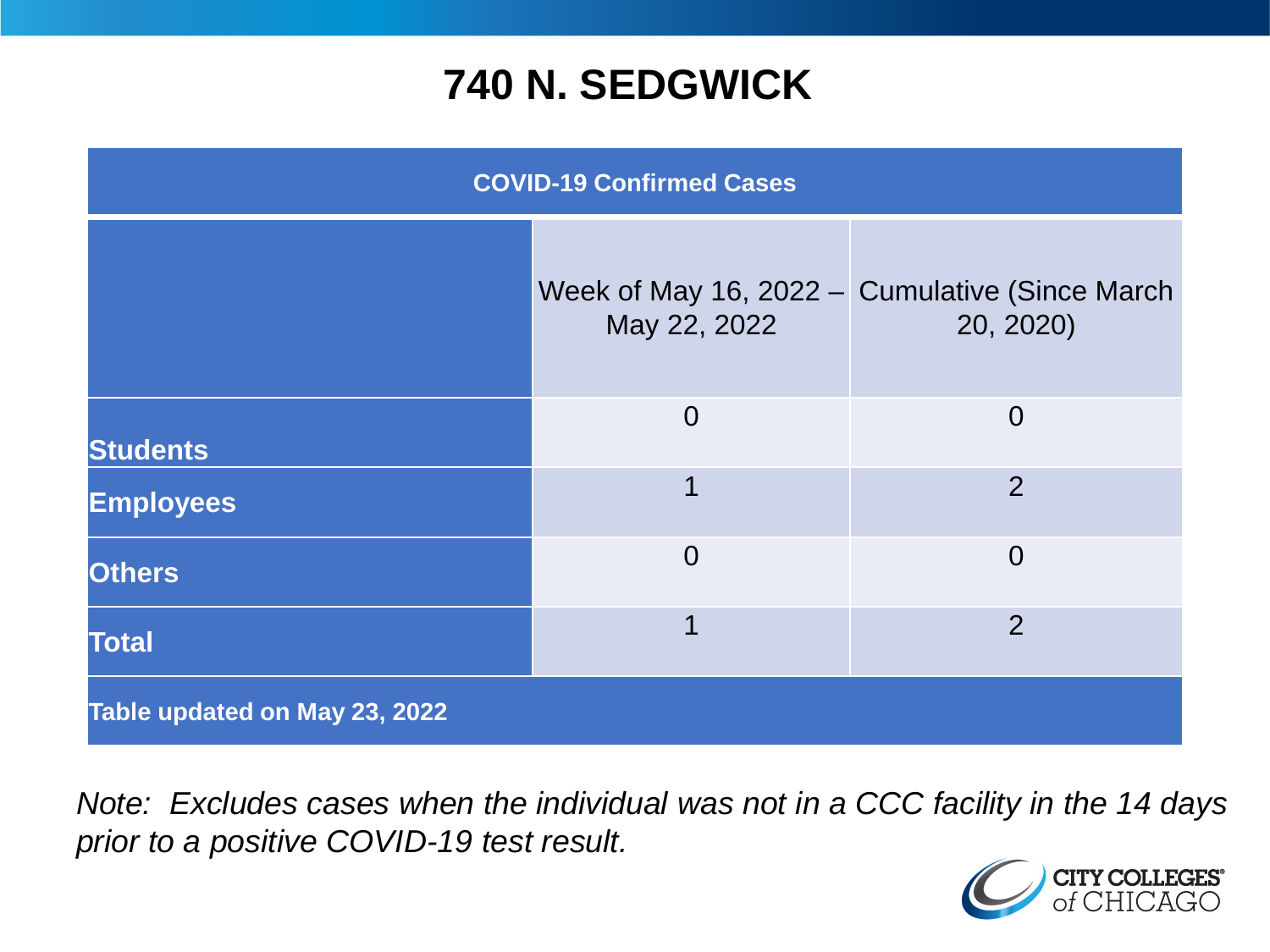# 740 N. SEDGWICK

| COVID-19 Confirmed Cases | | |
|---|---|---|
| | Week of May 16, 2022 – May 22, 2022 | Cumulative (Since March 20, 2020) |
| **Students** | 0 | 0 |
| **Employees** | 1 | 2 |
| **Others** | 0 | 0 |
| **Total** | 1 | 2 |
| **Table updated on May 23, 2022** | | |

*Note: Excludes cases when the individual was not in a CCC facility in the 14 days prior to a positive COVID-19 test result.*

CITY COLLEGES of CHICAGO